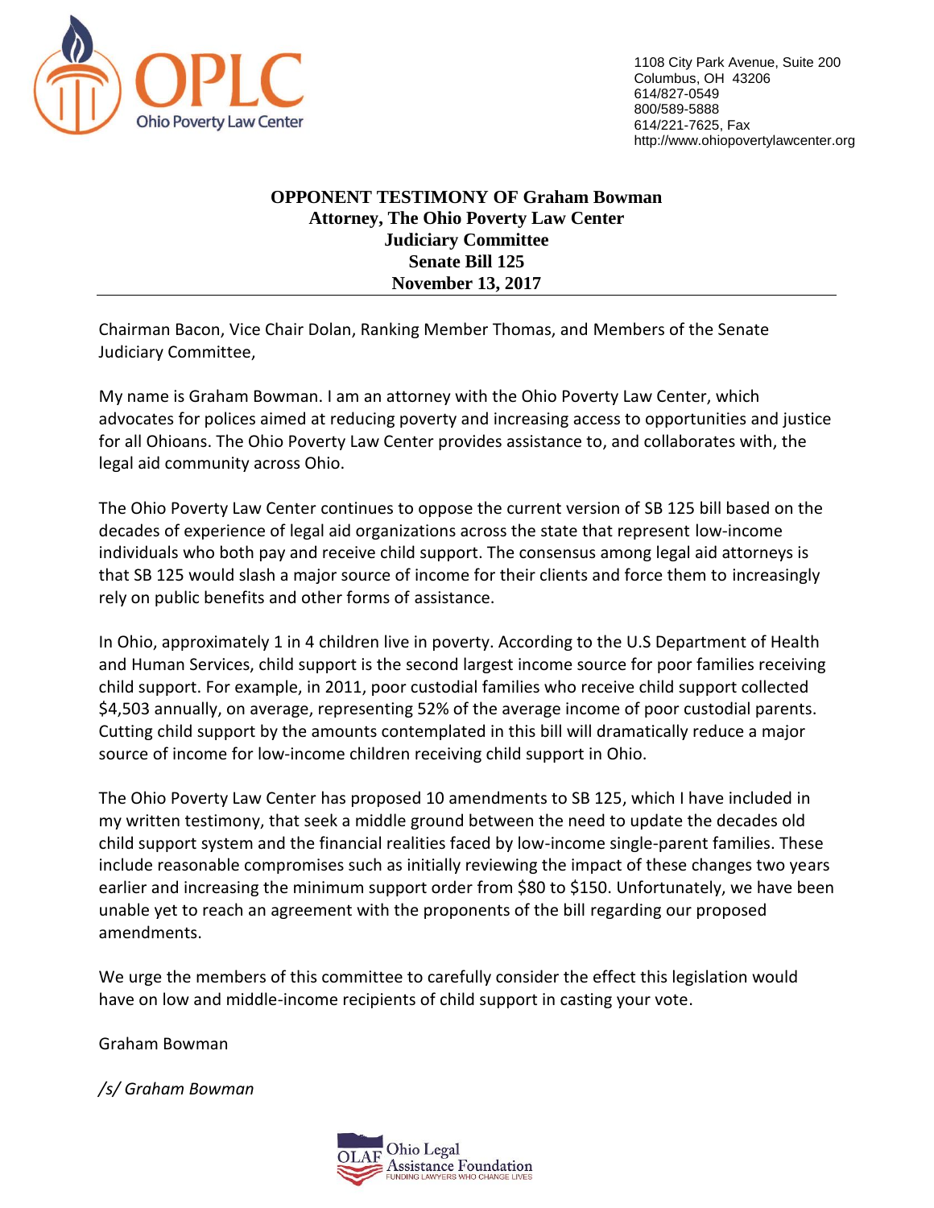**OPLC**
Ohio Poverty Law Center

1108 City Park Avenue, Suite 200
Columbus, OH 43206
614/827-0549
800/589-5888
614/221-7625, Fax
http://www.ohiopovertylawcenter.org

**OPPONENT TESTIMONY OF Graham Bowman**
**Attorney, The Ohio Poverty Law Center**
**Judiciary Committee**
**Senate Bill 125**
**November 13, 2017**

---

Chairman Bacon, Vice Chair Dolan, Ranking Member Thomas, and Members of the Senate Judiciary Committee,

My name is Graham Bowman. I am an attorney with the Ohio Poverty Law Center, which advocates for polices aimed at reducing poverty and increasing access to opportunities and justice for all Ohioans. The Ohio Poverty Law Center provides assistance to, and collaborates with, the legal aid community across Ohio.

The Ohio Poverty Law Center continues to oppose the current version of SB 125 bill based on the decades of experience of legal aid organizations across the state that represent low-income individuals who both pay and receive child support. The consensus among legal aid attorneys is that SB 125 would slash a major source of income for their clients and force them to increasingly rely on public benefits and other forms of assistance.

In Ohio, approximately 1 in 4 children live in poverty. According to the U.S Department of Health and Human Services, child support is the second largest income source for poor families receiving child support. For example, in 2011, poor custodial families who receive child support collected $4,503 annually, on average, representing 52% of the average income of poor custodial parents. Cutting child support by the amounts contemplated in this bill will dramatically reduce a major source of income for low-income children receiving child support in Ohio.

The Ohio Poverty Law Center has proposed 10 amendments to SB 125, which I have included in my written testimony, that seek a middle ground between the need to update the decades old child support system and the financial realities faced by low-income single-parent families. These include reasonable compromises such as initially reviewing the impact of these changes two years earlier and increasing the minimum support order from $80 to $150. Unfortunately, we have been unable yet to reach an agreement with the proponents of the bill regarding our proposed amendments.

We urge the members of this committee to carefully consider the effect this legislation would have on low and middle-income recipients of child support in casting your vote.

Graham Bowman

*/s/ Graham Bowman*

OLAF Ohio Legal Assistance Foundation
FUNDING LAWYERS WHO CHANGE LIVES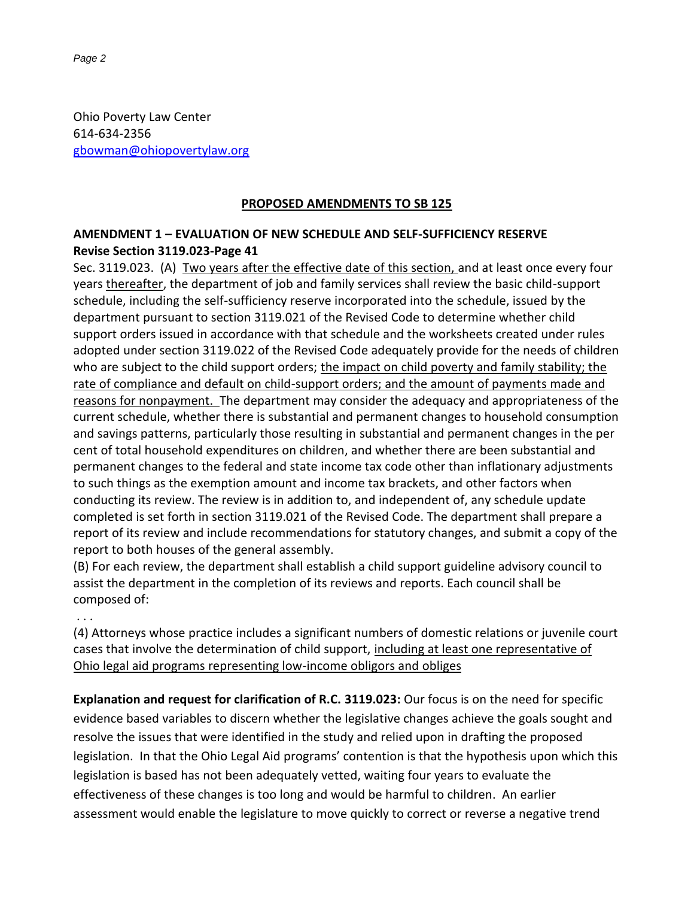Ohio Poverty Law Center
614-634-2356
gbowman@ohiopovertylaw.org

## PROPOSED AMENDMENTS TO SB 125

### AMENDMENT 1 – EVALUATION OF NEW SCHEDULE AND SELF-SUFFICIENCY RESERVE

**Revise Section 3119.023-Page 41**

Sec. 3119.023. (A) <u>Two years after the effective date of this section,</u> and at least once every four years <u>thereafter</u>, the department of job and family services shall review the basic child-support schedule, including the self-sufficiency reserve incorporated into the schedule, issued by the department pursuant to section 3119.021 of the Revised Code to determine whether child support orders issued in accordance with that schedule and the worksheets created under rules adopted under section 3119.022 of the Revised Code adequately provide for the needs of children who are subject to the child support orders; <u>the impact on child poverty and family stability; the rate of compliance and default on child-support orders; and the amount of payments made and reasons for nonpayment.</u> The department may consider the adequacy and appropriateness of the current schedule, whether there is substantial and permanent changes to household consumption and savings patterns, particularly those resulting in substantial and permanent changes in the per cent of total household expenditures on children, and whether there are been substantial and permanent changes to the federal and state income tax code other than inflationary adjustments to such things as the exemption amount and income tax brackets, and other factors when conducting its review. The review is in addition to, and independent of, any schedule update completed is set forth in section 3119.021 of the Revised Code. The department shall prepare a report of its review and include recommendations for statutory changes, and submit a copy of the report to both houses of the general assembly.

(B) For each review, the department shall establish a child support guideline advisory council to assist the department in the completion of its reviews and reports. Each council shall be composed of:

. . .

(4) Attorneys whose practice includes a significant numbers of domestic relations or juvenile court cases that involve the determination of child support, <u>including at least one representative of Ohio legal aid programs representing low-income obligors and obliges</u>

**Explanation and request for clarification of R.C. 3119.023:** Our focus is on the need for specific evidence based variables to discern whether the legislative changes achieve the goals sought and resolve the issues that were identified in the study and relied upon in drafting the proposed legislation. In that the Ohio Legal Aid programs' contention is that the hypothesis upon which this legislation is based has not been adequately vetted, waiting four years to evaluate the effectiveness of these changes is too long and would be harmful to children. An earlier assessment would enable the legislature to move quickly to correct or reverse a negative trend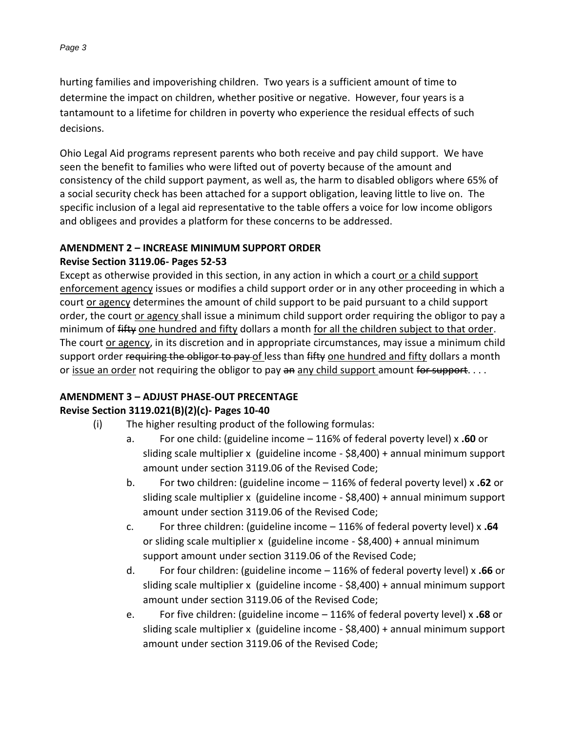hurting families and impoverishing children. Two years is a sufficient amount of time to determine the impact on children, whether positive or negative. However, four years is a tantamount to a lifetime for children in poverty who experience the residual effects of such decisions.

Ohio Legal Aid programs represent parents who both receive and pay child support. We have seen the benefit to families who were lifted out of poverty because of the amount and consistency of the child support payment, as well as, the harm to disabled obligors where 65% of a social security check has been attached for a support obligation, leaving little to live on. The specific inclusion of a legal aid representative to the table offers a voice for low income obligors and obligees and provides a platform for these concerns to be addressed.

**AMENDMENT 2 – INCREASE MINIMUM SUPPORT ORDER**

**Revise Section 3119.06- Pages 52-53**

Except as otherwise provided in this section, in any action in which a court <u>or a child support enforcement agency</u> issues or modifies a child support order or in any other proceeding in which a court <u>or agency</u> determines the amount of child support to be paid pursuant to a child support order, the court <u>or agency</u> shall issue a minimum child support order requiring the obligor to pay a minimum of ~~fifty~~ <u>one hundred and fifty</u> dollars a month <u>for all the children subject to that order</u>. The court <u>or agency</u>, in its discretion and in appropriate circumstances, may issue a minimum child support order ~~requiring the obligor to pay~~ <u>of</u> less than ~~fifty~~ <u>one hundred and fifty</u> dollars a month or <u>issue an order</u> not requiring the obligor to pay ~~an~~ <u>any child support</u> amount ~~for support~~. . . .

**AMENDMENT 3 – ADJUST PHASE-OUT PRECENTAGE**

**Revise Section 3119.021(B)(2)(c)- Pages 10-40**

(i) The higher resulting product of the following formulas:

a. For one child: (guideline income – 116% of federal poverty level) x **.60** or sliding scale multiplier x (guideline income - $8,400) + annual minimum support amount under section 3119.06 of the Revised Code;

b. For two children: (guideline income – 116% of federal poverty level) x **.62** or sliding scale multiplier x (guideline income - $8,400) + annual minimum support amount under section 3119.06 of the Revised Code;

c. For three children: (guideline income – 116% of federal poverty level) x **.64** or sliding scale multiplier x (guideline income - $8,400) + annual minimum support amount under section 3119.06 of the Revised Code;

d. For four children: (guideline income – 116% of federal poverty level) x **.66** or sliding scale multiplier x (guideline income - $8,400) + annual minimum support amount under section 3119.06 of the Revised Code;

e. For five children: (guideline income – 116% of federal poverty level) x **.68** or sliding scale multiplier x (guideline income - $8,400) + annual minimum support amount under section 3119.06 of the Revised Code;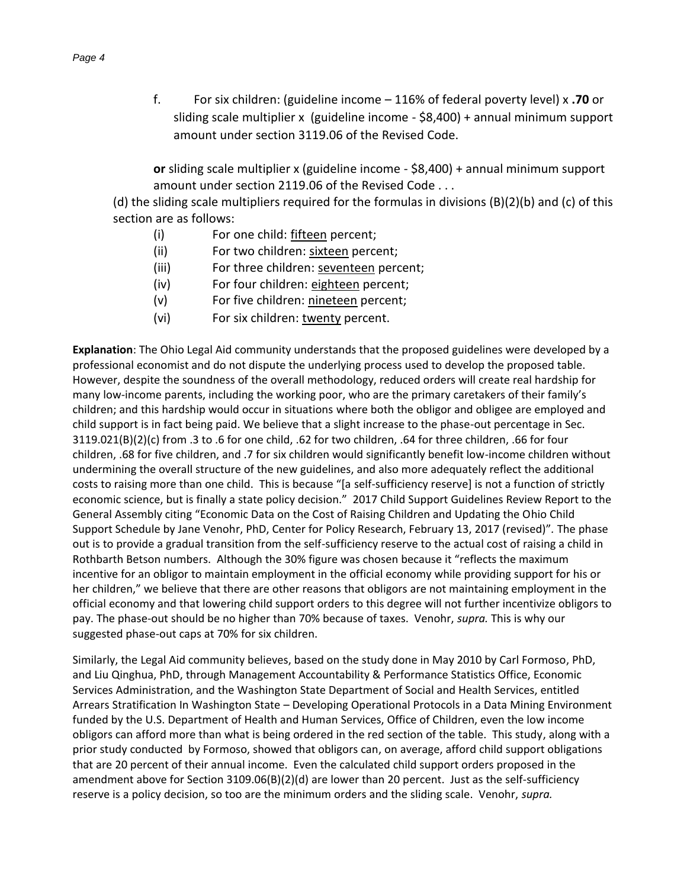f. For six children: (guideline income – 116% of federal poverty level) x **.70** or sliding scale multiplier x (guideline income - $8,400) + annual minimum support amount under section 3119.06 of the Revised Code.

**or** sliding scale multiplier x (guideline income - $8,400) + annual minimum support amount under section 2119.06 of the Revised Code . . .

(d) the sliding scale multipliers required for the formulas in divisions (B)(2)(b) and (c) of this section are as follows:

- (i) For one child: <u>fifteen</u> percent;
- (ii) For two children: <u>sixteen</u> percent;
- (iii) For three children: <u>seventeen</u> percent;
- (iv) For four children: <u>eighteen</u> percent;
- (v) For five children: <u>nineteen</u> percent;
- (vi) For six children: <u>twenty</u> percent.

**Explanation**: The Ohio Legal Aid community understands that the proposed guidelines were developed by a professional economist and do not dispute the underlying process used to develop the proposed table. However, despite the soundness of the overall methodology, reduced orders will create real hardship for many low-income parents, including the working poor, who are the primary caretakers of their family's children; and this hardship would occur in situations where both the obligor and obligee are employed and child support is in fact being paid. We believe that a slight increase to the phase-out percentage in Sec. 3119.021(B)(2)(c) from .3 to .6 for one child, .62 for two children, .64 for three children, .66 for four children, .68 for five children, and .7 for six children would significantly benefit low-income children without undermining the overall structure of the new guidelines, and also more adequately reflect the additional costs to raising more than one child. This is because "[a self-sufficiency reserve] is not a function of strictly economic science, but is finally a state policy decision." 2017 Child Support Guidelines Review Report to the General Assembly citing "Economic Data on the Cost of Raising Children and Updating the Ohio Child Support Schedule by Jane Venohr, PhD, Center for Policy Research, February 13, 2017 (revised)". The phase out is to provide a gradual transition from the self-sufficiency reserve to the actual cost of raising a child in Rothbarth Betson numbers. Although the 30% figure was chosen because it "reflects the maximum incentive for an obligor to maintain employment in the official economy while providing support for his or her children," we believe that there are other reasons that obligors are not maintaining employment in the official economy and that lowering child support orders to this degree will not further incentivize obligors to pay. The phase-out should be no higher than 70% because of taxes. Venohr, *supra.* This is why our suggested phase-out caps at 70% for six children.

Similarly, the Legal Aid community believes, based on the study done in May 2010 by Carl Formoso, PhD, and Liu Qinghua, PhD, through Management Accountability & Performance Statistics Office, Economic Services Administration, and the Washington State Department of Social and Health Services, entitled Arrears Stratification In Washington State – Developing Operational Protocols in a Data Mining Environment funded by the U.S. Department of Health and Human Services, Office of Children, even the low income obligors can afford more than what is being ordered in the red section of the table. This study, along with a prior study conducted by Formoso, showed that obligors can, on average, afford child support obligations that are 20 percent of their annual income. Even the calculated child support orders proposed in the amendment above for Section 3109.06(B)(2)(d) are lower than 20 percent. Just as the self-sufficiency reserve is a policy decision, so too are the minimum orders and the sliding scale. Venohr, *supra.*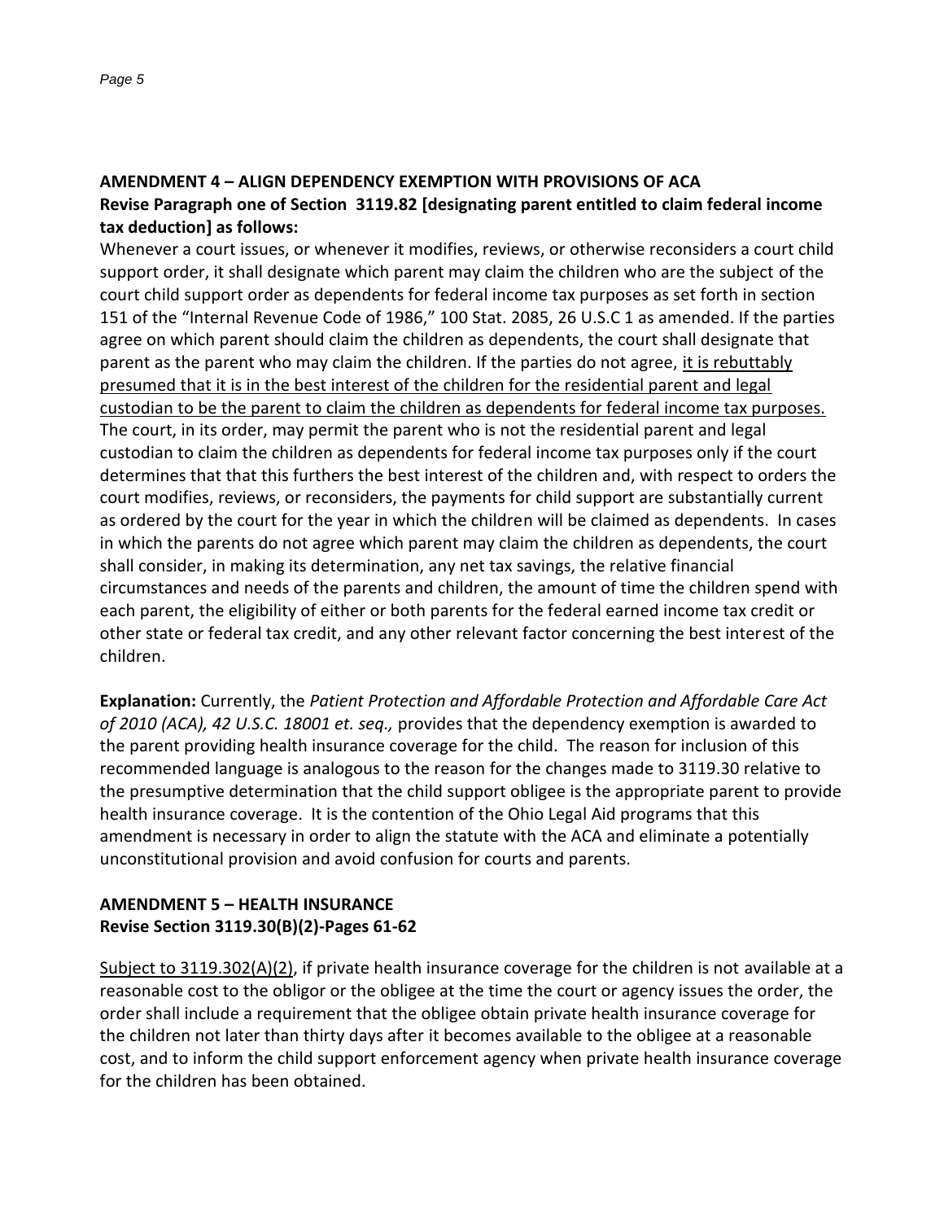**AMENDMENT 4 – ALIGN DEPENDENCY EXEMPTION WITH PROVISIONS OF ACA**
**Revise Paragraph one of Section 3119.82 [designating parent entitled to claim federal income tax deduction] as follows:**

Whenever a court issues, or whenever it modifies, reviews, or otherwise reconsiders a court child support order, it shall designate which parent may claim the children who are the subject of the court child support order as dependents for federal income tax purposes as set forth in section 151 of the "Internal Revenue Code of 1986," 100 Stat. 2085, 26 U.S.C 1 as amended. If the parties agree on which parent should claim the children as dependents, the court shall designate that parent as the parent who may claim the children. If the parties do not agree, <u>it is rebuttably presumed that it is in the best interest of the children for the residential parent and legal custodian to be the parent to claim the children as dependents for federal income tax purposes.</u> The court, in its order, may permit the parent who is not the residential parent and legal custodian to claim the children as dependents for federal income tax purposes only if the court determines that that this furthers the best interest of the children and, with respect to orders the court modifies, reviews, or reconsiders, the payments for child support are substantially current as ordered by the court for the year in which the children will be claimed as dependents. In cases in which the parents do not agree which parent may claim the children as dependents, the court shall consider, in making its determination, any net tax savings, the relative financial circumstances and needs of the parents and children, the amount of time the children spend with each parent, the eligibility of either or both parents for the federal earned income tax credit or other state or federal tax credit, and any other relevant factor concerning the best interest of the children.

**Explanation:** Currently, the *Patient Protection and Affordable Protection and Affordable Care Act of 2010 (ACA), 42 U.S.C. 18001 et. seq.,* provides that the dependency exemption is awarded to the parent providing health insurance coverage for the child. The reason for inclusion of this recommended language is analogous to the reason for the changes made to 3119.30 relative to the presumptive determination that the child support obligee is the appropriate parent to provide health insurance coverage. It is the contention of the Ohio Legal Aid programs that this amendment is necessary in order to align the statute with the ACA and eliminate a potentially unconstitutional provision and avoid confusion for courts and parents.

**AMENDMENT 5 – HEALTH INSURANCE**
**Revise Section 3119.30(B)(2)-Pages 61-62**

<u>Subject to 3119.302(A)(2)</u>, if private health insurance coverage for the children is not available at a reasonable cost to the obligor or the obligee at the time the court or agency issues the order, the order shall include a requirement that the obligee obtain private health insurance coverage for the children not later than thirty days after it becomes available to the obligee at a reasonable cost, and to inform the child support enforcement agency when private health insurance coverage for the children has been obtained.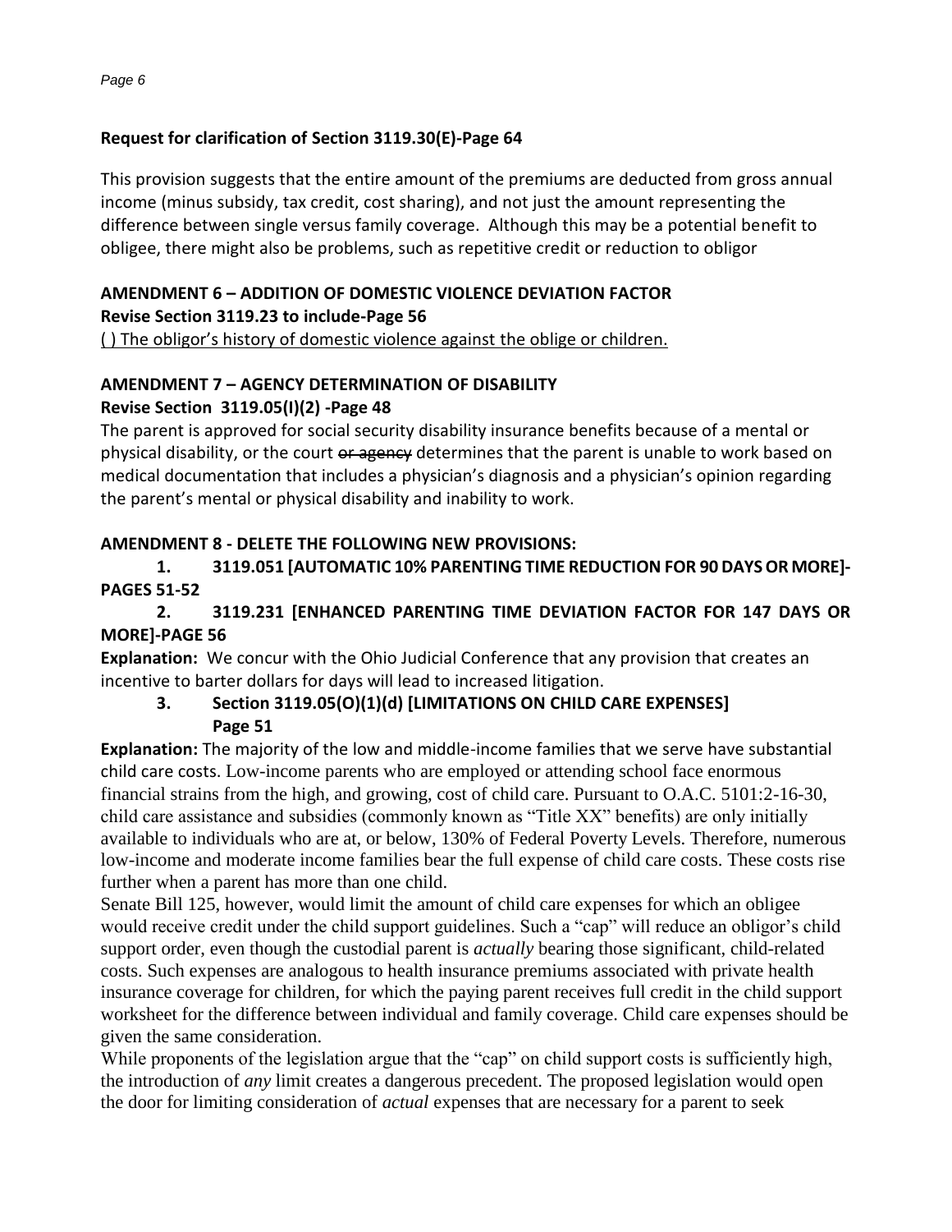**Request for clarification of Section 3119.30(E)-Page 64**

This provision suggests that the entire amount of the premiums are deducted from gross annual income (minus subsidy, tax credit, cost sharing), and not just the amount representing the difference between single versus family coverage. Although this may be a potential benefit to obligee, there might also be problems, such as repetitive credit or reduction to obligor

**AMENDMENT 6 – ADDITION OF DOMESTIC VIOLENCE DEVIATION FACTOR**

**Revise Section 3119.23 to include-Page 56**

<u>( ) The obligor's history of domestic violence against the oblige or children.</u>

**AMENDMENT 7 – AGENCY DETERMINATION OF DISABILITY**

**Revise Section 3119.05(I)(2) -Page 48**

The parent is approved for social security disability insurance benefits because of a mental or physical disability, or the court ~~or agency~~ determines that the parent is unable to work based on medical documentation that includes a physician's diagnosis and a physician's opinion regarding the parent's mental or physical disability and inability to work.

**AMENDMENT 8 - DELETE THE FOLLOWING NEW PROVISIONS:**

1. **3119.051 [AUTOMATIC 10% PARENTING TIME REDUCTION FOR 90 DAYS OR MORE]-PAGES 51-52**
2. **3119.231 [ENHANCED PARENTING TIME DEVIATION FACTOR FOR 147 DAYS OR MORE]-PAGE 56**

**Explanation:** We concur with the Ohio Judicial Conference that any provision that creates an incentive to barter dollars for days will lead to increased litigation.

3. **Section 3119.05(O)(1)(d) [LIMITATIONS ON CHILD CARE EXPENSES] Page 51**

**Explanation:** The majority of the low and middle-income families that we serve have substantial child care costs. Low-income parents who are employed or attending school face enormous financial strains from the high, and growing, cost of child care. Pursuant to O.A.C. 5101:2-16-30, child care assistance and subsidies (commonly known as "Title XX" benefits) are only initially available to individuals who are at, or below, 130% of Federal Poverty Levels. Therefore, numerous low-income and moderate income families bear the full expense of child care costs. These costs rise further when a parent has more than one child.

Senate Bill 125, however, would limit the amount of child care expenses for which an obligee would receive credit under the child support guidelines. Such a "cap" will reduce an obligor's child support order, even though the custodial parent is *actually* bearing those significant, child-related costs. Such expenses are analogous to health insurance premiums associated with private health insurance coverage for children, for which the paying parent receives full credit in the child support worksheet for the difference between individual and family coverage. Child care expenses should be given the same consideration.

While proponents of the legislation argue that the "cap" on child support costs is sufficiently high, the introduction of *any* limit creates a dangerous precedent. The proposed legislation would open the door for limiting consideration of *actual* expenses that are necessary for a parent to seek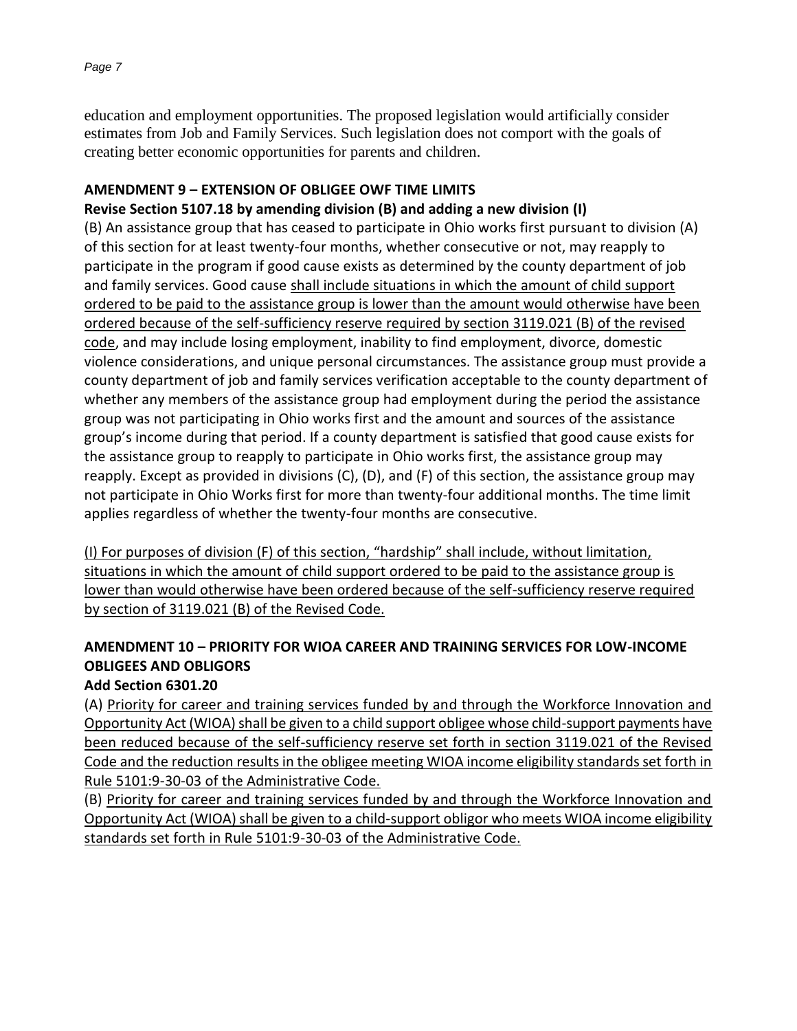education and employment opportunities. The proposed legislation would artificially consider estimates from Job and Family Services. Such legislation does not comport with the goals of creating better economic opportunities for parents and children.

**AMENDMENT 9 – EXTENSION OF OBLIGEE OWF TIME LIMITS**

**Revise Section 5107.18 by amending division (B) and adding a new division (I)**

(B) An assistance group that has ceased to participate in Ohio works first pursuant to division (A) of this section for at least twenty-four months, whether consecutive or not, may reapply to participate in the program if good cause exists as determined by the county department of job and family services. Good cause <u>shall include situations in which the amount of child support ordered to be paid to the assistance group is lower than the amount would otherwise have been ordered because of the self-sufficiency reserve required by section 3119.021 (B) of the revised code</u>, and may include losing employment, inability to find employment, divorce, domestic violence considerations, and unique personal circumstances. The assistance group must provide a county department of job and family services verification acceptable to the county department of whether any members of the assistance group had employment during the period the assistance group was not participating in Ohio works first and the amount and sources of the assistance group's income during that period. If a county department is satisfied that good cause exists for the assistance group to reapply to participate in Ohio works first, the assistance group may reapply. Except as provided in divisions (C), (D), and (F) of this section, the assistance group may not participate in Ohio Works first for more than twenty-four additional months. The time limit applies regardless of whether the twenty-four months are consecutive.

<u>(I) For purposes of division (F) of this section, "hardship" shall include, without limitation, situations in which the amount of child support ordered to be paid to the assistance group is lower than would otherwise have been ordered because of the self-sufficiency reserve required by section of 3119.021 (B) of the Revised Code.</u>

**AMENDMENT 10 – PRIORITY FOR WIOA CAREER AND TRAINING SERVICES FOR LOW-INCOME OBLIGEES AND OBLIGORS**

**Add Section 6301.20**

(A) <u>Priority for career and training services funded by and through the Workforce Innovation and Opportunity Act (WIOA) shall be given to a child support obligee whose child-support payments have been reduced because of the self-sufficiency reserve set forth in section 3119.021 of the Revised Code and the reduction results in the obligee meeting WIOA income eligibility standards set forth in Rule 5101:9-30-03 of the Administrative Code.</u>

(B) <u>Priority for career and training services funded by and through the Workforce Innovation and Opportunity Act (WIOA) shall be given to a child-support obligor who meets WIOA income eligibility standards set forth in Rule 5101:9-30-03 of the Administrative Code.</u>